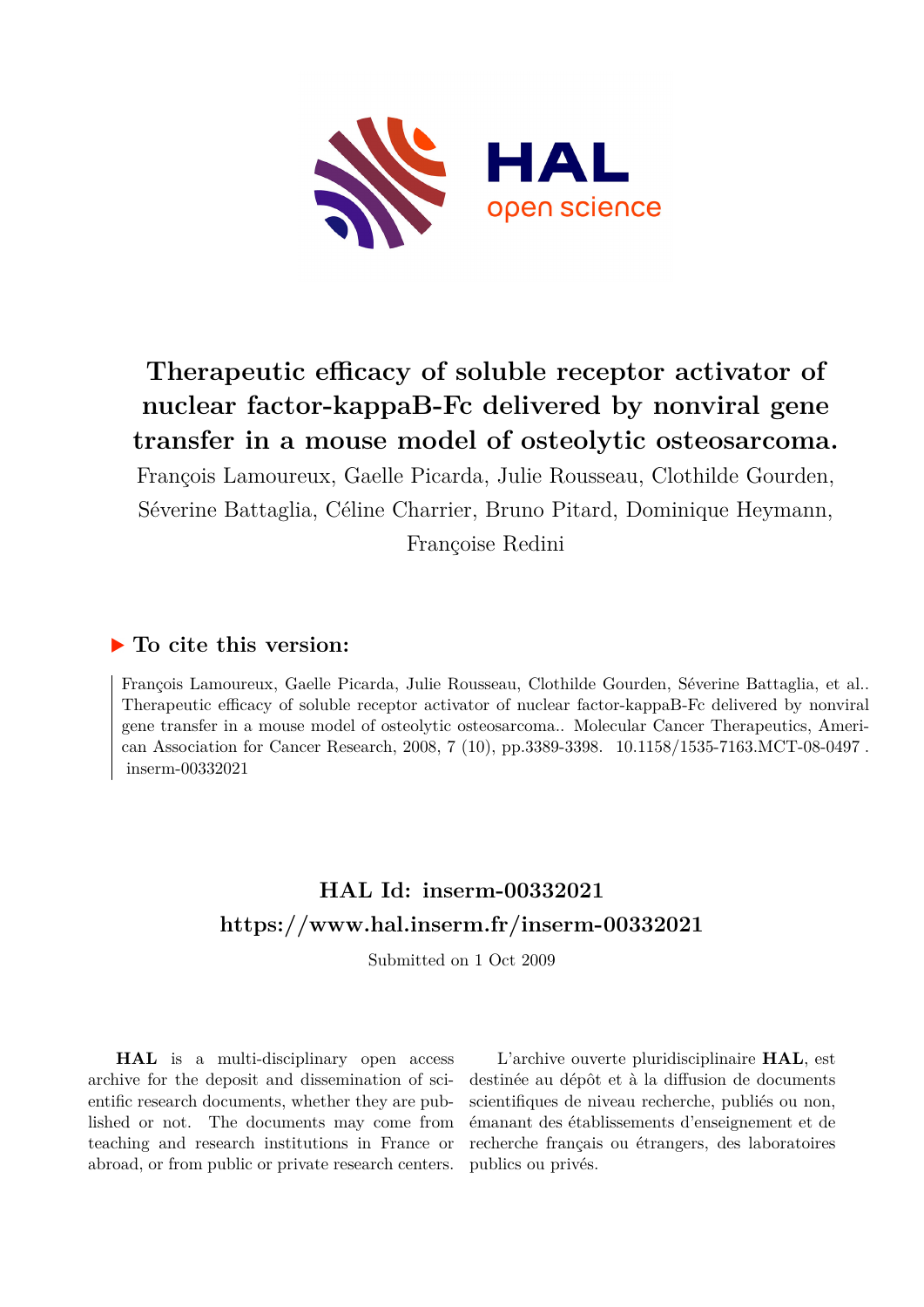# Therapeutic efficacy of soluble receptor activator of nuclear factor-kappaB-Fc delivered by nonviral gene transfer in a mouse model of osteolytic osteosarcoma.

François Lamoureux, Gaelle Picarda, Julie Rousseau, Clothilde Gourden, Séverine Battaglia, Céline Charrier, Bruno Pitard, Dominique Heymann, Françoise Redini

## ▶ To cite this version:

François Lamoureux, Gaelle Picarda, Julie Rousseau, Clothilde Gourden, Séverine Battaglia, et al.. Therapeutic efficacy of soluble receptor activator of nuclear factor-kappaB-Fc delivered by nonviral gene transfer in a mouse model of osteolytic osteosarcoma.. Molecular Cancer Therapeutics, American Association for Cancer Research, 2008, 7 (10), pp.3389-3398. 10.1158/1535-7163.MCT-08-0497 . inserm-00332021

## HAL Id: inserm-00332021
## https://www.hal.inserm.fr/inserm-00332021

Submitted on 1 Oct 2009

**HAL** is a multi-disciplinary open access archive for the deposit and dissemination of scientific research documents, whether they are published or not. The documents may come from teaching and research institutions in France or abroad, or from public or private research centers.

L'archive ouverte pluridisciplinaire **HAL**, est destinée au dépôt et à la diffusion de documents scientifiques de niveau recherche, publiés ou non, émanant des établissements d'enseignement et de recherche français ou étrangers, des laboratoires publics ou privés.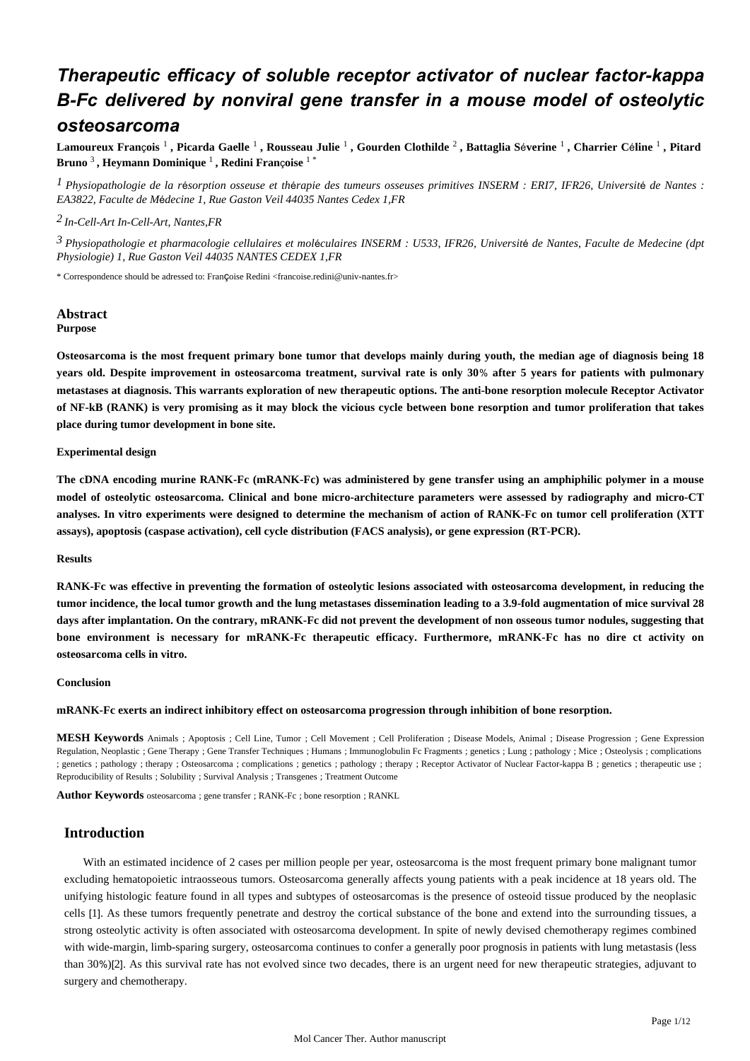# Therapeutic efficacy of soluble receptor activator of nuclear factor-kappa B-Fc delivered by nonviral gene transfer in a mouse model of osteolytic osteosarcoma

**Lamoureux François** [1] **, Picarda Gaelle** [1] **, Rousseau Julie** [1] **, Gourden Clothilde** [2] **, Battaglia Séverine** [1] **, Charrier Céline** [1] **, Pitard Bruno** [3] **, Heymann Dominique** [1] **, Redini Françoise** [1 *]

[1] *Physiopathologie de la résorption osseuse et thérapie des tumeurs osseuses primitives INSERM : ERI7, IFR26, Université de Nantes : EA3822, Faculte de Médecine 1, Rue Gaston Veil 44035 Nantes Cedex 1,FR*

[2] *In-Cell-Art In-Cell-Art, Nantes,FR*

[3] *Physiopathologie et pharmacologie cellulaires et moléculaires INSERM : U533, IFR26, Université de Nantes, Faculte de Medecine (dpt Physiologie) 1, Rue Gaston Veil 44035 NANTES CEDEX 1,FR*

\* Correspondence should be adressed to: Françoise Redini <francoise.redini@univ-nantes.fr>

## Abstract

### Purpose

**Osteosarcoma is the most frequent primary bone tumor that develops mainly during youth, the median age of diagnosis being 18 years old. Despite improvement in osteosarcoma treatment, survival rate is only 30% after 5 years for patients with pulmonary metastases at diagnosis. This warrants exploration of new therapeutic options. The anti-bone resorption molecule Receptor Activator of NF-kB (RANK) is very promising as it may block the vicious cycle between bone resorption and tumor proliferation that takes place during tumor development in bone site.**

### Experimental design

**The cDNA encoding murine RANK-Fc (mRANK-Fc) was administered by gene transfer using an amphiphilic polymer in a mouse model of osteolytic osteosarcoma. Clinical and bone micro-architecture parameters were assessed by radiography and micro-CT analyses. In vitro experiments were designed to determine the mechanism of action of RANK-Fc on tumor cell proliferation (XTT assays), apoptosis (caspase activation), cell cycle distribution (FACS analysis), or gene expression (RT-PCR).**

### Results

**RANK-Fc was effective in preventing the formation of osteolytic lesions associated with osteosarcoma development, in reducing the tumor incidence, the local tumor growth and the lung metastases dissemination leading to a 3.9-fold augmentation of mice survival 28 days after implantation. On the contrary, mRANK-Fc did not prevent the development of non osseous tumor nodules, suggesting that bone environment is necessary for mRANK-Fc therapeutic efficacy. Furthermore, mRANK-Fc has no dire ct activity on osteosarcoma cells in vitro.**

### Conclusion

**mRANK-Fc exerts an indirect inhibitory effect on osteosarcoma progression through inhibition of bone resorption.**

**MESH Keywords** Animals ; Apoptosis ; Cell Line, Tumor ; Cell Movement ; Cell Proliferation ; Disease Models, Animal ; Disease Progression ; Gene Expression Regulation, Neoplastic ; Gene Therapy ; Gene Transfer Techniques ; Humans ; Immunoglobulin Fc Fragments ; genetics ; Lung ; pathology ; Mice ; Osteolysis ; complications ; genetics ; pathology ; therapy ; Osteosarcoma ; complications ; genetics ; pathology ; therapy ; Receptor Activator of Nuclear Factor-kappa B ; genetics ; therapeutic use ; Reproducibility of Results ; Solubility ; Survival Analysis ; Transgenes ; Treatment Outcome

**Author Keywords** osteosarcoma ; gene transfer ; RANK-Fc ; bone resorption ; RANKL

## Introduction

With an estimated incidence of 2 cases per million people per year, osteosarcoma is the most frequent primary bone malignant tumor excluding hematopoietic intraosseous tumors. Osteosarcoma generally affects young patients with a peak incidence at 18 years old. The unifying histologic feature found in all types and subtypes of osteosarcomas is the presence of osteoid tissue produced by the neoplasic cells [1]. As these tumors frequently penetrate and destroy the cortical substance of the bone and extend into the surrounding tissues, a strong osteolytic activity is often associated with osteosarcoma development. In spite of newly devised chemotherapy regimes combined with wide-margin, limb-sparing surgery, osteosarcoma continues to confer a generally poor prognosis in patients with lung metastasis (less than 30%)[2]. As this survival rate has not evolved since two decades, there is an urgent need for new therapeutic strategies, adjuvant to surgery and chemotherapy.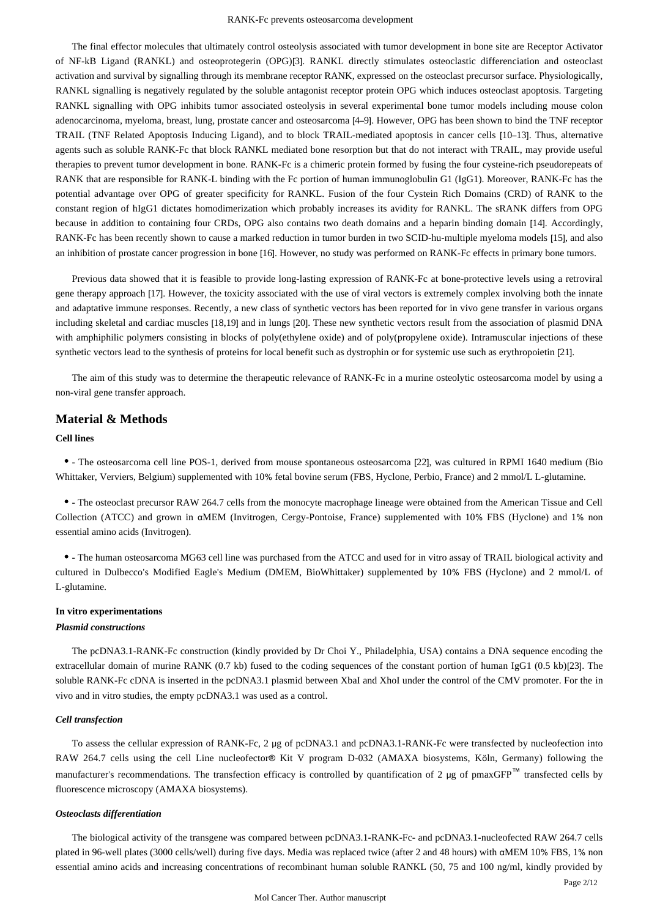The final effector molecules that ultimately control osteolysis associated with tumor development in bone site are Receptor Activator of NF-kB Ligand (RANKL) and osteoprotegerin (OPG)[3]. RANKL directly stimulates osteoclastic differenciation and osteoclast activation and survival by signalling through its membrane receptor RANK, expressed on the osteoclast precursor surface. Physiologically, RANKL signalling is negatively regulated by the soluble antagonist receptor protein OPG which induces osteoclast apoptosis. Targeting RANKL signalling with OPG inhibits tumor associated osteolysis in several experimental bone tumor models including mouse colon adenocarcinoma, myeloma, breast, lung, prostate cancer and osteosarcoma [4–9]. However, OPG has been shown to bind the TNF receptor TRAIL (TNF Related Apoptosis Inducing Ligand), and to block TRAIL-mediated apoptosis in cancer cells [10–13]. Thus, alternative agents such as soluble RANK-Fc that block RANKL mediated bone resorption but that do not interact with TRAIL, may provide useful therapies to prevent tumor development in bone. RANK-Fc is a chimeric protein formed by fusing the four cysteine-rich pseudorepeats of RANK that are responsible for RANK-L binding with the Fc portion of human immunoglobulin G1 (IgG1). Moreover, RANK-Fc has the potential advantage over OPG of greater specificity for RANKL. Fusion of the four Cystein Rich Domains (CRD) of RANK to the constant region of hIgG1 dictates homodimerization which probably increases its avidity for RANKL. The sRANK differs from OPG because in addition to containing four CRDs, OPG also contains two death domains and a heparin binding domain [14]. Accordingly, RANK-Fc has been recently shown to cause a marked reduction in tumor burden in two SCID-hu-multiple myeloma models [15], and also an inhibition of prostate cancer progression in bone [16]. However, no study was performed on RANK-Fc effects in primary bone tumors.

Previous data showed that it is feasible to provide long-lasting expression of RANK-Fc at bone-protective levels using a retroviral gene therapy approach [17]. However, the toxicity associated with the use of viral vectors is extremely complex involving both the innate and adaptative immune responses. Recently, a new class of synthetic vectors has been reported for in vivo gene transfer in various organs including skeletal and cardiac muscles [18,19] and in lungs [20]. These new synthetic vectors result from the association of plasmid DNA with amphiphilic polymers consisting in blocks of poly(ethylene oxide) and of poly(propylene oxide). Intramuscular injections of these synthetic vectors lead to the synthesis of proteins for local benefit such as dystrophin or for systemic use such as erythropoietin [21].

The aim of this study was to determine the therapeutic relevance of RANK-Fc in a murine osteolytic osteosarcoma model by using a non-viral gene transfer approach.

## Material & Methods

### Cell lines

- - The osteosarcoma cell line POS-1, derived from mouse spontaneous osteosarcoma [22], was cultured in RPMI 1640 medium (Bio Whittaker, Verviers, Belgium) supplemented with 10% fetal bovine serum (FBS, Hyclone, Perbio, France) and 2 mmol/L L-glutamine.
- - The osteoclast precursor RAW 264.7 cells from the monocyte macrophage lineage were obtained from the American Tissue and Cell Collection (ATCC) and grown in αMEM (Invitrogen, Cergy-Pontoise, France) supplemented with 10% FBS (Hyclone) and 1% non essential amino acids (Invitrogen).
- - The human osteosarcoma MG63 cell line was purchased from the ATCC and used for in vitro assay of TRAIL biological activity and cultured in Dulbecco's Modified Eagle's Medium (DMEM, BioWhittaker) supplemented by 10% FBS (Hyclone) and 2 mmol/L of L-glutamine.

### In vitro experimentations

#### *Plasmid constructions*

The pcDNA3.1-RANK-Fc construction (kindly provided by Dr Choi Y., Philadelphia, USA) contains a DNA sequence encoding the extracellular domain of murine RANK (0.7 kb) fused to the coding sequences of the constant portion of human IgG1 (0.5 kb)[23]. The soluble RANK-Fc cDNA is inserted in the pcDNA3.1 plasmid between XbaI and XhoI under the control of the CMV promoter. For the in vivo and in vitro studies, the empty pcDNA3.1 was used as a control.

#### *Cell transfection*

To assess the cellular expression of RANK-Fc, 2 μg of pcDNA3.1 and pcDNA3.1-RANK-Fc were transfected by nucleofection into RAW 264.7 cells using the cell Line nucleofector® Kit V program D-032 (AMAXA biosystems, Köln, Germany) following the manufacturer's recommendations. The transfection efficacy is controlled by quantification of 2 μg of pmaxGFP™ transfected cells by fluorescence microscopy (AMAXA biosystems).

#### *Osteoclasts differentiation*

The biological activity of the transgene was compared between pcDNA3.1-RANK-Fc- and pcDNA3.1-nucleofected RAW 264.7 cells plated in 96-well plates (3000 cells/well) during five days. Media was replaced twice (after 2 and 48 hours) with αMEM 10% FBS, 1% non essential amino acids and increasing concentrations of recombinant human soluble RANKL (50, 75 and 100 ng/ml, kindly provided by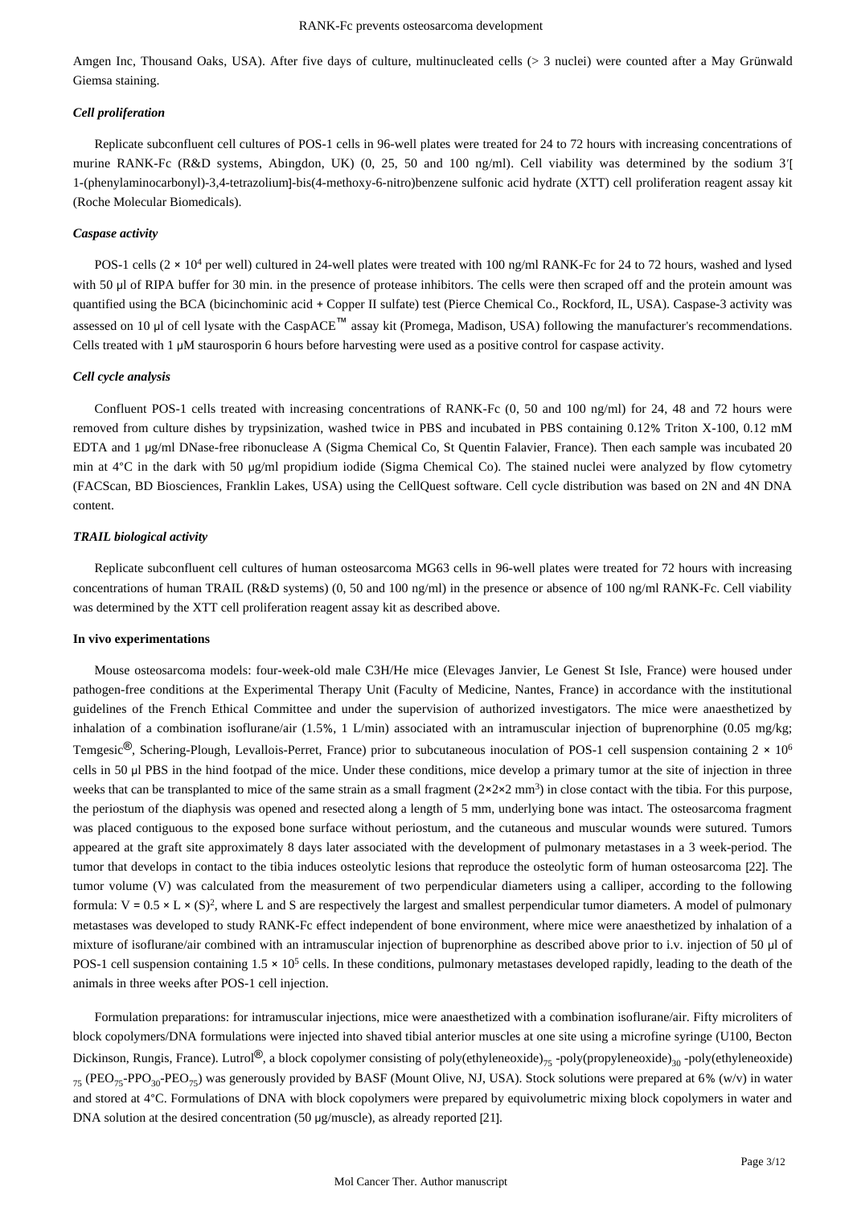Amgen Inc, Thousand Oaks, USA). After five days of culture, multinucleated cells (> 3 nuclei) were counted after a May Grünwald Giemsa staining.

### *Cell proliferation*

Replicate subconfluent cell cultures of POS-1 cells in 96-well plates were treated for 24 to 72 hours with increasing concentrations of murine RANK-Fc (R&D systems, Abingdon, UK) (0, 25, 50 and 100 ng/ml). Cell viability was determined by the sodium 3′[ 1-(phenylaminocarbonyl)-3,4-tetrazolium]-bis(4-methoxy-6-nitro)benzene sulfonic acid hydrate (XTT) cell proliferation reagent assay kit (Roche Molecular Biomedicals).

### *Caspase activity*

POS-1 cells ($2 \times 10^4$ per well) cultured in 24-well plates were treated with 100 ng/ml RANK-Fc for 24 to 72 hours, washed and lysed with 50 μl of RIPA buffer for 30 min. in the presence of protease inhibitors. The cells were then scraped off and the protein amount was quantified using the BCA (bicinchominic acid + Copper II sulfate) test (Pierce Chemical Co., Rockford, IL, USA). Caspase-3 activity was assessed on 10 μl of cell lysate with the CaspACE™ assay kit (Promega, Madison, USA) following the manufacturer's recommendations. Cells treated with 1 μM staurosporin 6 hours before harvesting were used as a positive control for caspase activity.

### *Cell cycle analysis*

Confluent POS-1 cells treated with increasing concentrations of RANK-Fc (0, 50 and 100 ng/ml) for 24, 48 and 72 hours were removed from culture dishes by trypsinization, washed twice in PBS and incubated in PBS containing 0.12% Triton X-100, 0.12 mM EDTA and 1 μg/ml DNase-free ribonuclease A (Sigma Chemical Co, St Quentin Falavier, France). Then each sample was incubated 20 min at 4°C in the dark with 50 μg/ml propidium iodide (Sigma Chemical Co). The stained nuclei were analyzed by flow cytometry (FACScan, BD Biosciences, Franklin Lakes, USA) using the CellQuest software. Cell cycle distribution was based on 2N and 4N DNA content.

### *TRAIL biological activity*

Replicate subconfluent cell cultures of human osteosarcoma MG63 cells in 96-well plates were treated for 72 hours with increasing concentrations of human TRAIL (R&D systems) (0, 50 and 100 ng/ml) in the presence or absence of 100 ng/ml RANK-Fc. Cell viability was determined by the XTT cell proliferation reagent assay kit as described above.

### In vivo experimentations

Mouse osteosarcoma models: four-week-old male C3H/He mice (Elevages Janvier, Le Genest St Isle, France) were housed under pathogen-free conditions at the Experimental Therapy Unit (Faculty of Medicine, Nantes, France) in accordance with the institutional guidelines of the French Ethical Committee and under the supervision of authorized investigators. The mice were anaesthetized by inhalation of a combination isoflurane/air (1.5%, 1 L/min) associated with an intramuscular injection of buprenorphine (0.05 mg/kg; Temgesic®, Schering-Plough, Levallois-Perret, France) prior to subcutaneous inoculation of POS-1 cell suspension containing $2 \times 10^6$ cells in 50 μl PBS in the hind footpad of the mice. Under these conditions, mice develop a primary tumor at the site of injection in three weeks that can be transplanted to mice of the same strain as a small fragment ($2 \times 2 \times 2$ mm$^3$) in close contact with the tibia. For this purpose, the periostum of the diaphysis was opened and resected along a length of 5 mm, underlying bone was intact. The osteosarcoma fragment was placed contiguous to the exposed bone surface without periostum, and the cutaneous and muscular wounds were sutured. Tumors appeared at the graft site approximately 8 days later associated with the development of pulmonary metastases in a 3 week-period. The tumor that develops in contact to the tibia induces osteolytic lesions that reproduce the osteolytic form of human osteosarcoma [22]. The tumor volume (V) was calculated from the measurement of two perpendicular diameters using a calliper, according to the following formula: $V = 0.5 \times L \times (S)^2$, where L and S are respectively the largest and smallest perpendicular tumor diameters. A model of pulmonary metastases was developed to study RANK-Fc effect independent of bone environment, where mice were anaesthetized by inhalation of a mixture of isoflurane/air combined with an intramuscular injection of buprenorphine as described above prior to i.v. injection of 50 μl of POS-1 cell suspension containing $1.5 \times 10^5$ cells. In these conditions, pulmonary metastases developed rapidly, leading to the death of the animals in three weeks after POS-1 cell injection.

Formulation preparations: for intramuscular injections, mice were anaesthetized with a combination isoflurane/air. Fifty microliters of block copolymers/DNA formulations were injected into shaved tibial anterior muscles at one site using a microfine syringe (U100, Becton Dickinson, Rungis, France). Lutrol®, a block copolymer consisting of poly(ethyleneoxide)$_{75}$ -poly(propyleneoxide)$_{30}$ -poly(ethyleneoxide)$_{75}$ ($PEO_{75}$-$PPO_{30}$-$PEO_{75}$) was generously provided by BASF (Mount Olive, NJ, USA). Stock solutions were prepared at 6% (w/v) in water and stored at 4°C. Formulations of DNA with block copolymers were prepared by equivolumetric mixing block copolymers in water and DNA solution at the desired concentration (50 μg/muscle), as already reported [21].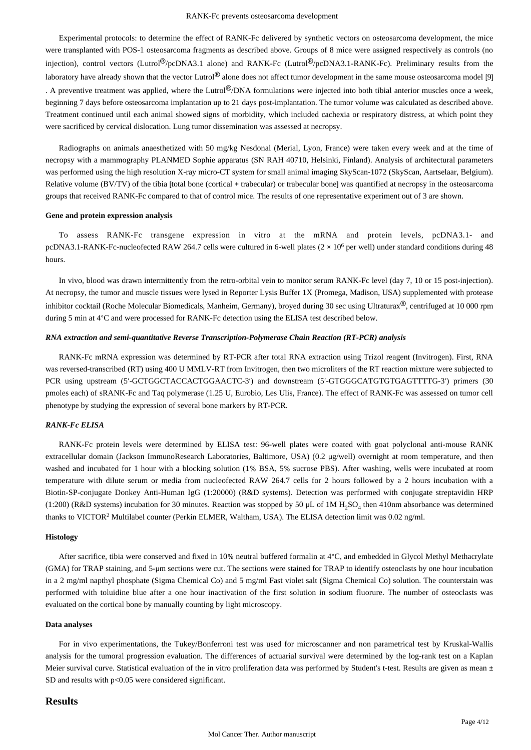Experimental protocols: to determine the effect of RANK-Fc delivered by synthetic vectors on osteosarcoma development, the mice were transplanted with POS-1 osteosarcoma fragments as described above. Groups of 8 mice were assigned respectively as controls (no injection), control vectors (Lutrol®/pcDNA3.1 alone) and RANK-Fc (Lutrol®/pcDNA3.1-RANK-Fc). Preliminary results from the laboratory have already shown that the vector Lutrol® alone does not affect tumor development in the same mouse osteosarcoma model [9] . A preventive treatment was applied, where the Lutrol®/DNA formulations were injected into both tibial anterior muscles once a week, beginning 7 days before osteosarcoma implantation up to 21 days post-implantation. The tumor volume was calculated as described above. Treatment continued until each animal showed signs of morbidity, which included cachexia or respiratory distress, at which point they were sacrificed by cervical dislocation. Lung tumor dissemination was assessed at necropsy.

Radiographs on animals anaesthetized with 50 mg/kg Nesdonal (Merial, Lyon, France) were taken every week and at the time of necropsy with a mammography PLANMED Sophie apparatus (SN RAH 40710, Helsinki, Finland). Analysis of architectural parameters was performed using the high resolution X-ray micro-CT system for small animal imaging SkyScan-1072 (SkyScan, Aartselaar, Belgium). Relative volume (BV/TV) of the tibia [total bone (cortical + trabecular) or trabecular bone] was quantified at necropsy in the osteosarcoma groups that received RANK-Fc compared to that of control mice. The results of one representative experiment out of 3 are shown.

#### Gene and protein expression analysis

To assess RANK-Fc transgene expression in vitro at the mRNA and protein levels, pcDNA3.1- and pcDNA3.1-RANK-Fc-nucleofected RAW 264.7 cells were cultured in 6-well plates ($2 \times 10^6$ per well) under standard conditions during 48 hours.

In vivo, blood was drawn intermittently from the retro-orbital vein to monitor serum RANK-Fc level (day 7, 10 or 15 post-injection). At necropsy, the tumor and muscle tissues were lysed in Reporter Lysis Buffer 1X (Promega, Madison, USA) supplemented with protease inhibitor cocktail (Roche Molecular Biomedicals, Manheim, Germany), broyed during 30 sec using Ultraturax®, centrifuged at 10 000 rpm during 5 min at 4°C and were processed for RANK-Fc detection using the ELISA test described below.

#### *RNA extraction and semi-quantitative Reverse Transcription-Polymerase Chain Reaction (RT-PCR) analysis*

RANK-Fc mRNA expression was determined by RT-PCR after total RNA extraction using Trizol reagent (Invitrogen). First, RNA was reversed-transcribed (RT) using 400 U MMLV-RT from Invitrogen, then two microliters of the RT reaction mixture were subjected to PCR using upstream (5′-GCTGGCTACCACTGGAACTC-3′) and downstream (5′-GTGGGCATGTGTGAGTTTTG-3′) primers (30 pmoles each) of sRANK-Fc and Taq polymerase (1.25 U, Eurobio, Les Ulis, France). The effect of RANK-Fc was assessed on tumor cell phenotype by studying the expression of several bone markers by RT-PCR.

#### *RANK-Fc ELISA*

RANK-Fc protein levels were determined by ELISA test: 96-well plates were coated with goat polyclonal anti-mouse RANK extracellular domain (Jackson ImmunoResearch Laboratories, Baltimore, USA) (0.2 μg/well) overnight at room temperature, and then washed and incubated for 1 hour with a blocking solution (1% BSA, 5% sucrose PBS). After washing, wells were incubated at room temperature with dilute serum or media from nucleofected RAW 264.7 cells for 2 hours followed by a 2 hours incubation with a Biotin-SP-conjugate Donkey Anti-Human IgG (1:20000) (R&D systems). Detection was performed with conjugate streptavidin HRP (1:200) (R&D systems) incubation for 30 minutes. Reaction was stopped by 50 μL of 1M $H_2SO_4$ then 410nm absorbance was determined thanks to VICTOR[2] Multilabel counter (Perkin ELMER, Waltham, USA). The ELISA detection limit was 0.02 ng/ml.

#### Histology

After sacrifice, tibia were conserved and fixed in 10% neutral buffered formalin at 4°C, and embedded in Glycol Methyl Methacrylate (GMA) for TRAP staining, and 5-μm sections were cut. The sections were stained for TRAP to identify osteoclasts by one hour incubation in a 2 mg/ml napthyl phosphate (Sigma Chemical Co) and 5 mg/ml Fast violet salt (Sigma Chemical Co) solution. The counterstain was performed with toluidine blue after a one hour inactivation of the first solution in sodium fluorure. The number of osteoclasts was evaluated on the cortical bone by manually counting by light microscopy.

#### Data analyses

For in vivo experimentations, the Tukey/Bonferroni test was used for microscanner and non parametrical test by Kruskal-Wallis analysis for the tumoral progression evaluation. The differences of actuarial survival were determined by the log-rank test on a Kaplan Meier survival curve. Statistical evaluation of the in vitro proliferation data was performed by Student's t-test. Results are given as mean ± SD and results with $p<0.05$ were considered significant.

## Results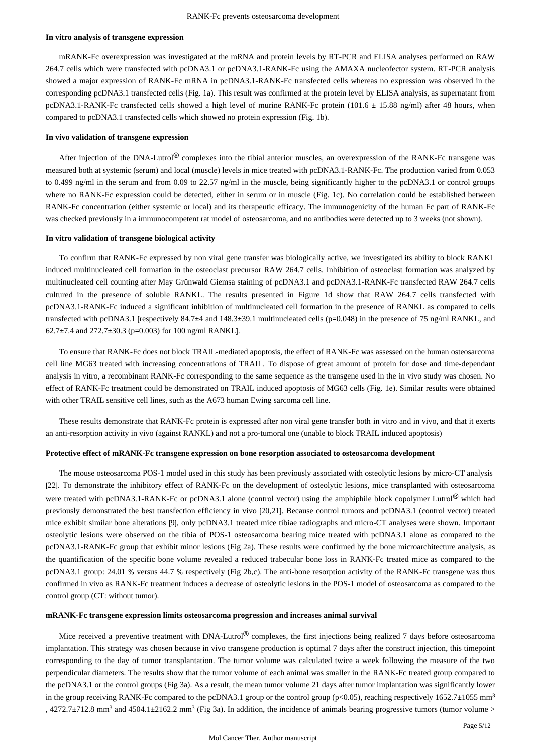#### In vitro analysis of transgene expression

mRANK-Fc overexpression was investigated at the mRNA and protein levels by RT-PCR and ELISA analyses performed on RAW 264.7 cells which were transfected with pcDNA3.1 or pcDNA3.1-RANK-Fc using the AMAXA nucleofector system. RT-PCR analysis showed a major expression of RANK-Fc mRNA in pcDNA3.1-RANK-Fc transfected cells whereas no expression was observed in the corresponding pcDNA3.1 transfected cells (Fig. 1a). This result was confirmed at the protein level by ELISA analysis, as supernatant from pcDNA3.1-RANK-Fc transfected cells showed a high level of murine RANK-Fc protein (101.6 ± 15.88 ng/ml) after 48 hours, when compared to pcDNA3.1 transfected cells which showed no protein expression (Fig. 1b).

#### In vivo validation of transgene expression

After injection of the DNA-Lutrol® complexes into the tibial anterior muscles, an overexpression of the RANK-Fc transgene was measured both at systemic (serum) and local (muscle) levels in mice treated with pcDNA3.1-RANK-Fc. The production varied from 0.053 to 0.499 ng/ml in the serum and from 0.09 to 22.57 ng/ml in the muscle, being significantly higher to the pcDNA3.1 or control groups where no RANK-Fc expression could be detected, either in serum or in muscle (Fig. 1c). No correlation could be established between RANK-Fc concentration (either systemic or local) and its therapeutic efficacy. The immunogenicity of the human Fc part of RANK-Fc was checked previously in a immunocompetent rat model of osteosarcoma, and no antibodies were detected up to 3 weeks (not shown).

#### In vitro validation of transgene biological activity

To confirm that RANK-Fc expressed by non viral gene transfer was biologically active, we investigated its ability to block RANKL induced multinucleated cell formation in the osteoclast precursor RAW 264.7 cells. Inhibition of osteoclast formation was analyzed by multinucleated cell counting after May Grünwald Giemsa staining of pcDNA3.1 and pcDNA3.1-RANK-Fc transfected RAW 264.7 cells cultured in the presence of soluble RANKL. The results presented in Figure 1d show that RAW 264.7 cells transfected with pcDNA3.1-RANK-Fc induced a significant inhibition of multinucleated cell formation in the presence of RANKL as compared to cells transfected with pcDNA3.1 [respectively 84.7±4 and 148.3±39.1 multinucleated cells ($p=0.048$) in the presence of 75 ng/ml RANKL, and 62.7±7.4 and 272.7±30.3 ($p=0.003$) for 100 ng/ml RANKL].

To ensure that RANK-Fc does not block TRAIL-mediated apoptosis, the effect of RANK-Fc was assessed on the human osteosarcoma cell line MG63 treated with increasing concentrations of TRAIL. To dispose of great amount of protein for dose and time-dependant analysis in vitro, a recombinant RANK-Fc corresponding to the same sequence as the transgene used in the in vivo study was chosen. No effect of RANK-Fc treatment could be demonstrated on TRAIL induced apoptosis of MG63 cells (Fig. 1e). Similar results were obtained with other TRAIL sensitive cell lines, such as the A673 human Ewing sarcoma cell line.

These results demonstrate that RANK-Fc protein is expressed after non viral gene transfer both in vitro and in vivo, and that it exerts an anti-resorption activity in vivo (against RANKL) and not a pro-tumoral one (unable to block TRAIL induced apoptosis)

#### Protective effect of mRANK-Fc transgene expression on bone resorption associated to osteosarcoma development

The mouse osteosarcoma POS-1 model used in this study has been previously associated with osteolytic lesions by micro-CT analysis [22]. To demonstrate the inhibitory effect of RANK-Fc on the development of osteolytic lesions, mice transplanted with osteosarcoma were treated with pcDNA3.1-RANK-Fc or pcDNA3.1 alone (control vector) using the amphiphile block copolymer Lutrol® which had previously demonstrated the best transfection efficiency in vivo [20,21]. Because control tumors and pcDNA3.1 (control vector) treated mice exhibit similar bone alterations [9], only pcDNA3.1 treated mice tibiae radiographs and micro-CT analyses were shown. Important osteolytic lesions were observed on the tibia of POS-1 osteosarcoma bearing mice treated with pcDNA3.1 alone as compared to the pcDNA3.1-RANK-Fc group that exhibit minor lesions (Fig 2a). These results were confirmed by the bone microarchitecture analysis, as the quantification of the specific bone volume revealed a reduced trabecular bone loss in RANK-Fc treated mice as compared to the pcDNA3.1 group: 24.01 % versus 44.7 % respectively (Fig 2b,c). The anti-bone resorption activity of the RANK-Fc transgene was thus confirmed in vivo as RANK-Fc treatment induces a decrease of osteolytic lesions in the POS-1 model of osteosarcoma as compared to the control group (CT: without tumor).

#### mRANK-Fc transgene expression limits osteosarcoma progression and increases animal survival

Mice received a preventive treatment with DNA-Lutrol® complexes, the first injections being realized 7 days before osteosarcoma implantation. This strategy was chosen because in vivo transgene production is optimal 7 days after the construct injection, this timepoint corresponding to the day of tumor transplantation. The tumor volume was calculated twice a week following the measure of the two perpendicular diameters. The results show that the tumor volume of each animal was smaller in the RANK-Fc treated group compared to the pcDNA3.1 or the control groups (Fig 3a). As a result, the mean tumor volume 21 days after tumor implantation was significantly lower in the group receiving RANK-Fc compared to the pcDNA3.1 group or the control group ($p<0.05$), reaching respectively 1652.7±1055 $mm^3$, 4272.7±712.8 $mm^3$ and 4504.1±2162.2 $mm^3$ (Fig 3a). In addition, the incidence of animals bearing progressive tumors (tumor volume >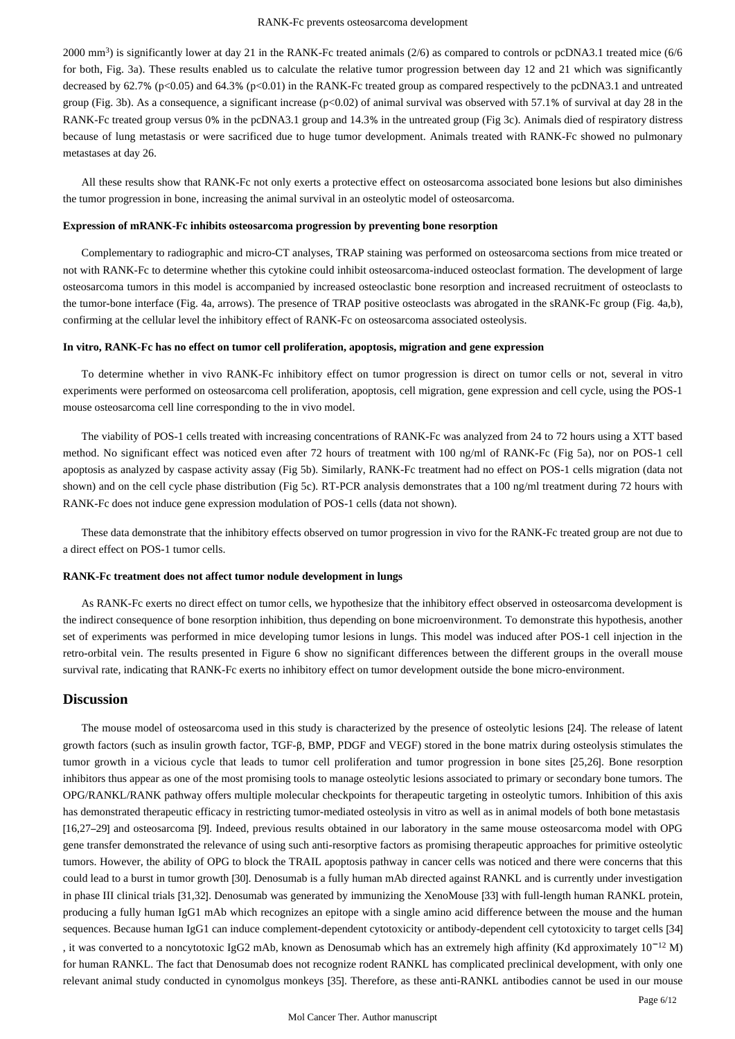2000 $mm^3$) is significantly lower at day 21 in the RANK-Fc treated animals (2/6) as compared to controls or pcDNA3.1 treated mice (6/6 for both, Fig. 3a). These results enabled us to calculate the relative tumor progression between day 12 and 21 which was significantly decreased by 62.7% ($p<0.05$) and 64.3% ($p<0.01$) in the RANK-Fc treated group as compared respectively to the pcDNA3.1 and untreated group (Fig. 3b). As a consequence, a significant increase ($p<0.02$) of animal survival was observed with 57.1% of survival at day 28 in the RANK-Fc treated group versus 0% in the pcDNA3.1 group and 14.3% in the untreated group (Fig 3c). Animals died of respiratory distress because of lung metastasis or were sacrificed due to huge tumor development. Animals treated with RANK-Fc showed no pulmonary metastases at day 26.

All these results show that RANK-Fc not only exerts a protective effect on osteosarcoma associated bone lesions but also diminishes the tumor progression in bone, increasing the animal survival in an osteolytic model of osteosarcoma.

**Expression of mRANK-Fc inhibits osteosarcoma progression by preventing bone resorption**

Complementary to radiographic and micro-CT analyses, TRAP staining was performed on osteosarcoma sections from mice treated or not with RANK-Fc to determine whether this cytokine could inhibit osteosarcoma-induced osteoclast formation. The development of large osteosarcoma tumors in this model is accompanied by increased osteoclastic bone resorption and increased recruitment of osteoclasts to the tumor-bone interface (Fig. 4a, arrows). The presence of TRAP positive osteoclasts was abrogated in the sRANK-Fc group (Fig. 4a,b), confirming at the cellular level the inhibitory effect of RANK-Fc on osteosarcoma associated osteolysis.

**In vitro, RANK-Fc has no effect on tumor cell proliferation, apoptosis, migration and gene expression**

To determine whether in vivo RANK-Fc inhibitory effect on tumor progression is direct on tumor cells or not, several in vitro experiments were performed on osteosarcoma cell proliferation, apoptosis, cell migration, gene expression and cell cycle, using the POS-1 mouse osteosarcoma cell line corresponding to the in vivo model.

The viability of POS-1 cells treated with increasing concentrations of RANK-Fc was analyzed from 24 to 72 hours using a XTT based method. No significant effect was noticed even after 72 hours of treatment with 100 ng/ml of RANK-Fc (Fig 5a), nor on POS-1 cell apoptosis as analyzed by caspase activity assay (Fig 5b). Similarly, RANK-Fc treatment had no effect on POS-1 cells migration (data not shown) and on the cell cycle phase distribution (Fig 5c). RT-PCR analysis demonstrates that a 100 ng/ml treatment during 72 hours with RANK-Fc does not induce gene expression modulation of POS-1 cells (data not shown).

These data demonstrate that the inhibitory effects observed on tumor progression in vivo for the RANK-Fc treated group are not due to a direct effect on POS-1 tumor cells.

**RANK-Fc treatment does not affect tumor nodule development in lungs**

As RANK-Fc exerts no direct effect on tumor cells, we hypothesize that the inhibitory effect observed in osteosarcoma development is the indirect consequence of bone resorption inhibition, thus depending on bone microenvironment. To demonstrate this hypothesis, another set of experiments was performed in mice developing tumor lesions in lungs. This model was induced after POS-1 cell injection in the retro-orbital vein. The results presented in Figure 6 show no significant differences between the different groups in the overall mouse survival rate, indicating that RANK-Fc exerts no inhibitory effect on tumor development outside the bone micro-environment.

## Discussion

The mouse model of osteosarcoma used in this study is characterized by the presence of osteolytic lesions [24]. The release of latent growth factors (such as insulin growth factor, TGF-β, BMP, PDGF and VEGF) stored in the bone matrix during osteolysis stimulates the tumor growth in a vicious cycle that leads to tumor cell proliferation and tumor progression in bone sites [25,26]. Bone resorption inhibitors thus appear as one of the most promising tools to manage osteolytic lesions associated to primary or secondary bone tumors. The OPG/RANKL/RANK pathway offers multiple molecular checkpoints for therapeutic targeting in osteolytic tumors. Inhibition of this axis has demonstrated therapeutic efficacy in restricting tumor-mediated osteolysis in vitro as well as in animal models of both bone metastasis [16,27–29] and osteosarcoma [9]. Indeed, previous results obtained in our laboratory in the same mouse osteosarcoma model with OPG gene transfer demonstrated the relevance of using such anti-resorptive factors as promising therapeutic approaches for primitive osteolytic tumors. However, the ability of OPG to block the TRAIL apoptosis pathway in cancer cells was noticed and there were concerns that this could lead to a burst in tumor growth [30]. Denosumab is a fully human mAb directed against RANKL and is currently under investigation in phase III clinical trials [31,32]. Denosumab was generated by immunizing the XenoMouse [33] with full-length human RANKL protein, producing a fully human IgG1 mAb which recognizes an epitope with a single amino acid difference between the mouse and the human sequences. Because human IgG1 can induce complement-dependent cytotoxicity or antibody-dependent cell cytotoxicity to target cells [34], it was converted to a noncytotoxic IgG2 mAb, known as Denosumab which has an extremely high affinity (Kd approximately $10^{-12}$ M) for human RANKL. The fact that Denosumab does not recognize rodent RANKL has complicated preclinical development, with only one relevant animal study conducted in cynomolgus monkeys [35]. Therefore, as these anti-RANKL antibodies cannot be used in our mouse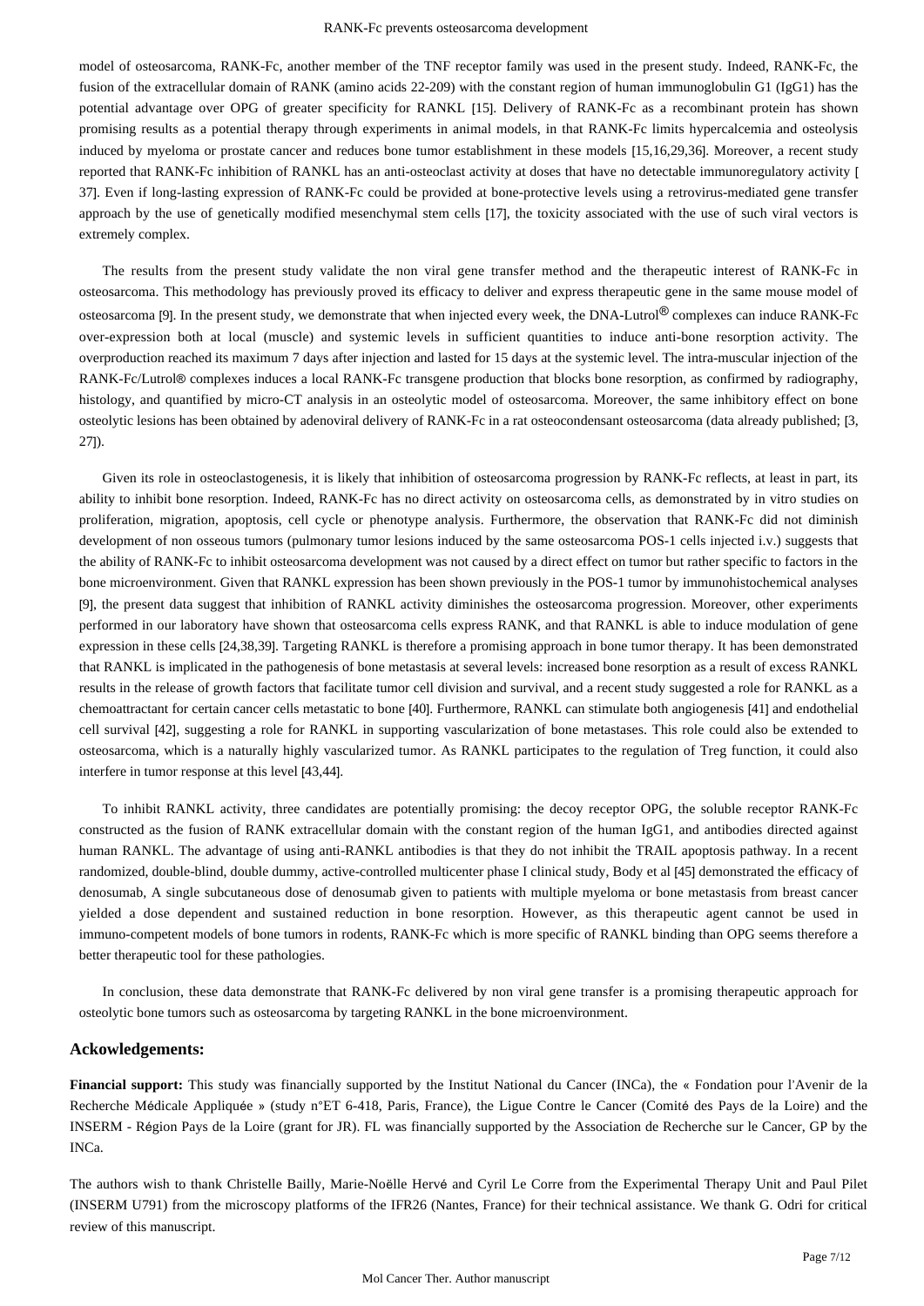model of osteosarcoma, RANK-Fc, another member of the TNF receptor family was used in the present study. Indeed, RANK-Fc, the fusion of the extracellular domain of RANK (amino acids 22-209) with the constant region of human immunoglobulin G1 (IgG1) has the potential advantage over OPG of greater specificity for RANKL [15]. Delivery of RANK-Fc as a recombinant protein has shown promising results as a potential therapy through experiments in animal models, in that RANK-Fc limits hypercalcemia and osteolysis induced by myeloma or prostate cancer and reduces bone tumor establishment in these models [15,16,29,36]. Moreover, a recent study reported that RANK-Fc inhibition of RANKL has an anti-osteoclast activity at doses that have no detectable immunoregulatory activity [37]. Even if long-lasting expression of RANK-Fc could be provided at bone-protective levels using a retrovirus-mediated gene transfer approach by the use of genetically modified mesenchymal stem cells [17], the toxicity associated with the use of such viral vectors is extremely complex.

The results from the present study validate the non viral gene transfer method and the therapeutic interest of RANK-Fc in osteosarcoma. This methodology has previously proved its efficacy to deliver and express therapeutic gene in the same mouse model of osteosarcoma [9]. In the present study, we demonstrate that when injected every week, the DNA-Lutrol® complexes can induce RANK-Fc over-expression both at local (muscle) and systemic levels in sufficient quantities to induce anti-bone resorption activity. The overproduction reached its maximum 7 days after injection and lasted for 15 days at the systemic level. The intra-muscular injection of the RANK-Fc/Lutrol® complexes induces a local RANK-Fc transgene production that blocks bone resorption, as confirmed by radiography, histology, and quantified by micro-CT analysis in an osteolytic model of osteosarcoma. Moreover, the same inhibitory effect on bone osteolytic lesions has been obtained by adenoviral delivery of RANK-Fc in a rat osteocondensant osteosarcoma (data already published; [3, 27]).

Given its role in osteoclastogenesis, it is likely that inhibition of osteosarcoma progression by RANK-Fc reflects, at least in part, its ability to inhibit bone resorption. Indeed, RANK-Fc has no direct activity on osteosarcoma cells, as demonstrated by in vitro studies on proliferation, migration, apoptosis, cell cycle or phenotype analysis. Furthermore, the observation that RANK-Fc did not diminish development of non osseous tumors (pulmonary tumor lesions induced by the same osteosarcoma POS-1 cells injected i.v.) suggests that the ability of RANK-Fc to inhibit osteosarcoma development was not caused by a direct effect on tumor but rather specific to factors in the bone microenvironment. Given that RANKL expression has been shown previously in the POS-1 tumor by immunohistochemical analyses [9], the present data suggest that inhibition of RANKL activity diminishes the osteosarcoma progression. Moreover, other experiments performed in our laboratory have shown that osteosarcoma cells express RANK, and that RANKL is able to induce modulation of gene expression in these cells [24,38,39]. Targeting RANKL is therefore a promising approach in bone tumor therapy. It has been demonstrated that RANKL is implicated in the pathogenesis of bone metastasis at several levels: increased bone resorption as a result of excess RANKL results in the release of growth factors that facilitate tumor cell division and survival, and a recent study suggested a role for RANKL as a chemoattractant for certain cancer cells metastatic to bone [40]. Furthermore, RANKL can stimulate both angiogenesis [41] and endothelial cell survival [42], suggesting a role for RANKL in supporting vascularization of bone metastases. This role could also be extended to osteosarcoma, which is a naturally highly vascularized tumor. As RANKL participates to the regulation of Treg function, it could also interfere in tumor response at this level [43,44].

To inhibit RANKL activity, three candidates are potentially promising: the decoy receptor OPG, the soluble receptor RANK-Fc constructed as the fusion of RANK extracellular domain with the constant region of the human IgG1, and antibodies directed against human RANKL. The advantage of using anti-RANKL antibodies is that they do not inhibit the TRAIL apoptosis pathway. In a recent randomized, double-blind, double dummy, active-controlled multicenter phase I clinical study, Body et al [45] demonstrated the efficacy of denosumab, A single subcutaneous dose of denosumab given to patients with multiple myeloma or bone metastasis from breast cancer yielded a dose dependent and sustained reduction in bone resorption. However, as this therapeutic agent cannot be used in immuno-competent models of bone tumors in rodents, RANK-Fc which is more specific of RANKL binding than OPG seems therefore a better therapeutic tool for these pathologies.

In conclusion, these data demonstrate that RANK-Fc delivered by non viral gene transfer is a promising therapeutic approach for osteolytic bone tumors such as osteosarcoma by targeting RANKL in the bone microenvironment.

## Ackowledgements:

**Financial support:** This study was financially supported by the Institut National du Cancer (INCa), the « Fondation pour l'Avenir de la Recherche Médicale Appliquée » (study n°ET 6-418, Paris, France), the Ligue Contre le Cancer (Comité des Pays de la Loire) and the INSERM - Région Pays de la Loire (grant for JR). FL was financially supported by the Association de Recherche sur le Cancer, GP by the INCa.

The authors wish to thank Christelle Bailly, Marie-Noëlle Hervé and Cyril Le Corre from the Experimental Therapy Unit and Paul Pilet (INSERM U791) from the microscopy platforms of the IFR26 (Nantes, France) for their technical assistance. We thank G. Odri for critical review of this manuscript.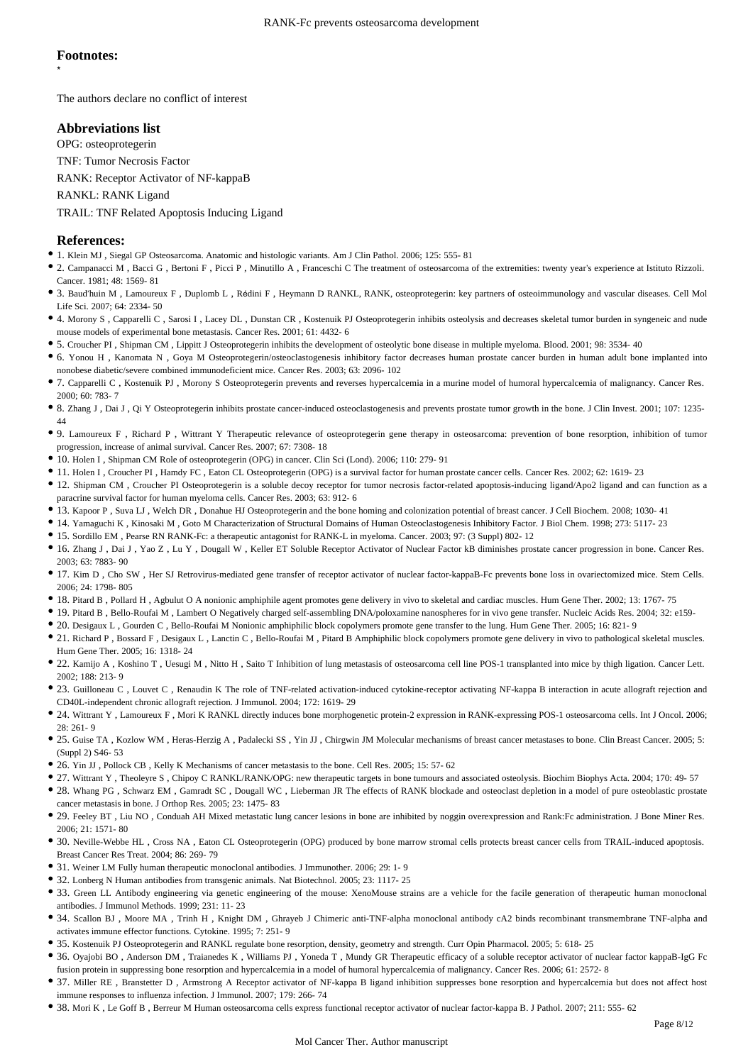## Footnotes:

*

The authors declare no conflict of interest

## Abbreviations list

OPG: osteoprotegerin

TNF: Tumor Necrosis Factor

RANK: Receptor Activator of NF-kappaB

RANKL: RANK Ligand

TRAIL: TNF Related Apoptosis Inducing Ligand

## References:

- 1. Klein MJ , Siegal GP Osteosarcoma. Anatomic and histologic variants. Am J Clin Pathol. 2006; 125: 555- 81
- 2. Campanacci M , Bacci G , Bertoni F , Picci P , Minutillo A , Franceschi C The treatment of osteosarcoma of the extremities: twenty year's experience at Istituto Rizzoli. Cancer. 1981; 48: 1569- 81
- 3. Baud'huin M , Lamoureux F , Duplomb L , Rédini F , Heymann D RANKL, RANK, osteoprotegerin: key partners of osteoimmunology and vascular diseases. Cell Mol Life Sci. 2007; 64: 2334- 50
- 4. Morony S , Capparelli C , Sarosi I , Lacey DL , Dunstan CR , Kostenuik PJ Osteoprotegerin inhibits osteolysis and decreases skeletal tumor burden in syngeneic and nude mouse models of experimental bone metastasis. Cancer Res. 2001; 61: 4432- 6
- 5. Croucher PI , Shipman CM , Lippitt J Osteoprotegerin inhibits the development of osteolytic bone disease in multiple myeloma. Blood. 2001; 98: 3534- 40
- 6. Yonou H , Kanomata N , Goya M Osteoprotegerin/osteoclastogenesis inhibitory factor decreases human prostate cancer burden in human adult bone implanted into nonobese diabetic/severe combined immunodeficient mice. Cancer Res. 2003; 63: 2096- 102
- 7. Capparelli C , Kostenuik PJ , Morony S Osteoprotegerin prevents and reverses hypercalcemia in a murine model of humoral hypercalcemia of malignancy. Cancer Res. 2000; 60: 783- 7
- 8. Zhang J , Dai J , Qi Y Osteoprotegerin inhibits prostate cancer-induced osteoclastogenesis and prevents prostate tumor growth in the bone. J Clin Invest. 2001; 107: 1235- 44
- 9. Lamoureux F , Richard P , Wittrant Y Therapeutic relevance of osteoprotegerin gene therapy in osteosarcoma: prevention of bone resorption, inhibition of tumor progression, increase of animal survival. Cancer Res. 2007; 67: 7308- 18
- 10. Holen I , Shipman CM Role of osteoprotegerin (OPG) in cancer. Clin Sci (Lond). 2006; 110: 279- 91
- 11. Holen I , Croucher PI , Hamdy FC , Eaton CL Osteoprotegerin (OPG) is a survival factor for human prostate cancer cells. Cancer Res. 2002; 62: 1619- 23
- 12. Shipman CM , Croucher PI Osteoprotegerin is a soluble decoy receptor for tumor necrosis factor-related apoptosis-inducing ligand/Apo2 ligand and can function as a paracrine survival factor for human myeloma cells. Cancer Res. 2003; 63: 912- 6
- 13. Kapoor P , Suva LJ , Welch DR , Donahue HJ Osteoprotegerin and the bone homing and colonization potential of breast cancer. J Cell Biochem. 2008; 1030- 41
- 14. Yamaguchi K , Kinosaki M , Goto M Characterization of Structural Domains of Human Osteoclastogenesis Inhibitory Factor. J Biol Chem. 1998; 273: 5117- 23
- 15. Sordillo EM , Pearse RN RANK-Fc: a therapeutic antagonist for RANK-L in myeloma. Cancer. 2003; 97: (3 Suppl) 802- 12
- 16. Zhang J , Dai J , Yao Z , Lu Y , Dougall W , Keller ET Soluble Receptor Activator of Nuclear Factor kB diminishes prostate cancer progression in bone. Cancer Res. 2003; 63: 7883- 90
- 17. Kim D , Cho SW , Her SJ Retrovirus-mediated gene transfer of receptor activator of nuclear factor-kappaB-Fc prevents bone loss in ovariectomized mice. Stem Cells. 2006; 24: 1798- 805
- 18. Pitard B , Pollard H , Agbulut O A nonionic amphiphile agent promotes gene delivery in vivo to skeletal and cardiac muscles. Hum Gene Ther. 2002; 13: 1767- 75
- 19. Pitard B , Bello-Roufai M , Lambert O Negatively charged self-assembling DNA/poloxamine nanospheres for in vivo gene transfer. Nucleic Acids Res. 2004; 32: e159-
- 20. Desigaux L , Gourden C , Bello-Roufai M Nonionic amphiphilic block copolymers promote gene transfer to the lung. Hum Gene Ther. 2005; 16: 821- 9
- 21. Richard P , Bossard F , Desigaux L , Lanctin C , Bello-Roufai M , Pitard B Amphiphilic block copolymers promote gene delivery in vivo to pathological skeletal muscles. Hum Gene Ther. 2005; 16: 1318- 24
- 22. Kamijo A , Koshino T , Uesugi M , Nitto H , Saito T Inhibition of lung metastasis of osteosarcoma cell line POS-1 transplanted into mice by thigh ligation. Cancer Lett. 2002; 188: 213- 9
- 23. Guilloneau C , Louvet C , Renaudin K The role of TNF-related activation-induced cytokine-receptor activating NF-kappa B interaction in acute allograft rejection and CD40L-independent chronic allograft rejection. J Immunol. 2004; 172: 1619- 29
- 24. Wittrant Y , Lamoureux F , Mori K RANKL directly induces bone morphogenetic protein-2 expression in RANK-expressing POS-1 osteosarcoma cells. Int J Oncol. 2006; 28: 261- 9
- 25. Guise TA , Kozlow WM , Heras-Herzig A , Padalecki SS , Yin JJ , Chirgwin JM Molecular mechanisms of breast cancer metastases to bone. Clin Breast Cancer. 2005; 5: (Suppl 2) S46- 53
- 26. Yin JJ , Pollock CB , Kelly K Mechanisms of cancer metastasis to the bone. Cell Res. 2005; 15: 57- 62
- 27. Wittrant Y , Theoleyre S , Chipoy C RANKL/RANK/OPG: new therapeutic targets in bone tumours and associated osteolysis. Biochim Biophys Acta. 2004; 170: 49- 57
- 28. Whang PG , Schwarz EM , Gamradt SC , Dougall WC , Lieberman JR The effects of RANK blockade and osteoclast depletion in a model of pure osteoblastic prostate cancer metastasis in bone. J Orthop Res. 2005; 23: 1475- 83
- 29. Feeley BT , Liu NO , Conduah AH Mixed metastatic lung cancer lesions in bone are inhibited by noggin overexpression and Rank:Fc administration. J Bone Miner Res. 2006; 21: 1571- 80
- 30. Neville-Webbe HL , Cross NA , Eaton CL Osteoprotegerin (OPG) produced by bone marrow stromal cells protects breast cancer cells from TRAIL-induced apoptosis. Breast Cancer Res Treat. 2004; 86: 269- 79
- 31. Weiner LM Fully human therapeutic monoclonal antibodies. J Immunother. 2006; 29: 1- 9
- 32. Lonberg N Human antibodies from transgenic animals. Nat Biotechnol. 2005; 23: 1117- 25
- 33. Green LL Antibody engineering via genetic engineering of the mouse: XenoMouse strains are a vehicle for the facile generation of therapeutic human monoclonal antibodies. J Immunol Methods. 1999; 231: 11- 23
- 34. Scallon BJ , Moore MA , Trinh H , Knight DM , Ghrayeb J Chimeric anti-TNF-alpha monoclonal antibody cA2 binds recombinant transmembrane TNF-alpha and activates immune effector functions. Cytokine. 1995; 7: 251- 9
- 35. Kostenuik PJ Osteoprotegerin and RANKL regulate bone resorption, density, geometry and strength. Curr Opin Pharmacol. 2005; 5: 618- 25
- 36. Oyajobi BO , Anderson DM , Traianedes K , Williams PJ , Yoneda T , Mundy GR Therapeutic efficacy of a soluble receptor activator of nuclear factor kappaB-IgG Fc fusion protein in suppressing bone resorption and hypercalcemia in a model of humoral hypercalcemia of malignancy. Cancer Res. 2006; 61: 2572- 8
- 37. Miller RE , Branstetter D , Armstrong A Receptor activator of NF-kappa B ligand inhibition suppresses bone resorption and hypercalcemia but does not affect host immune responses to influenza infection. J Immunol. 2007; 179: 266- 74
- 38. Mori K , Le Goff B , Berreur M Human osteosarcoma cells express functional receptor activator of nuclear factor-kappa B. J Pathol. 2007; 211: 555- 62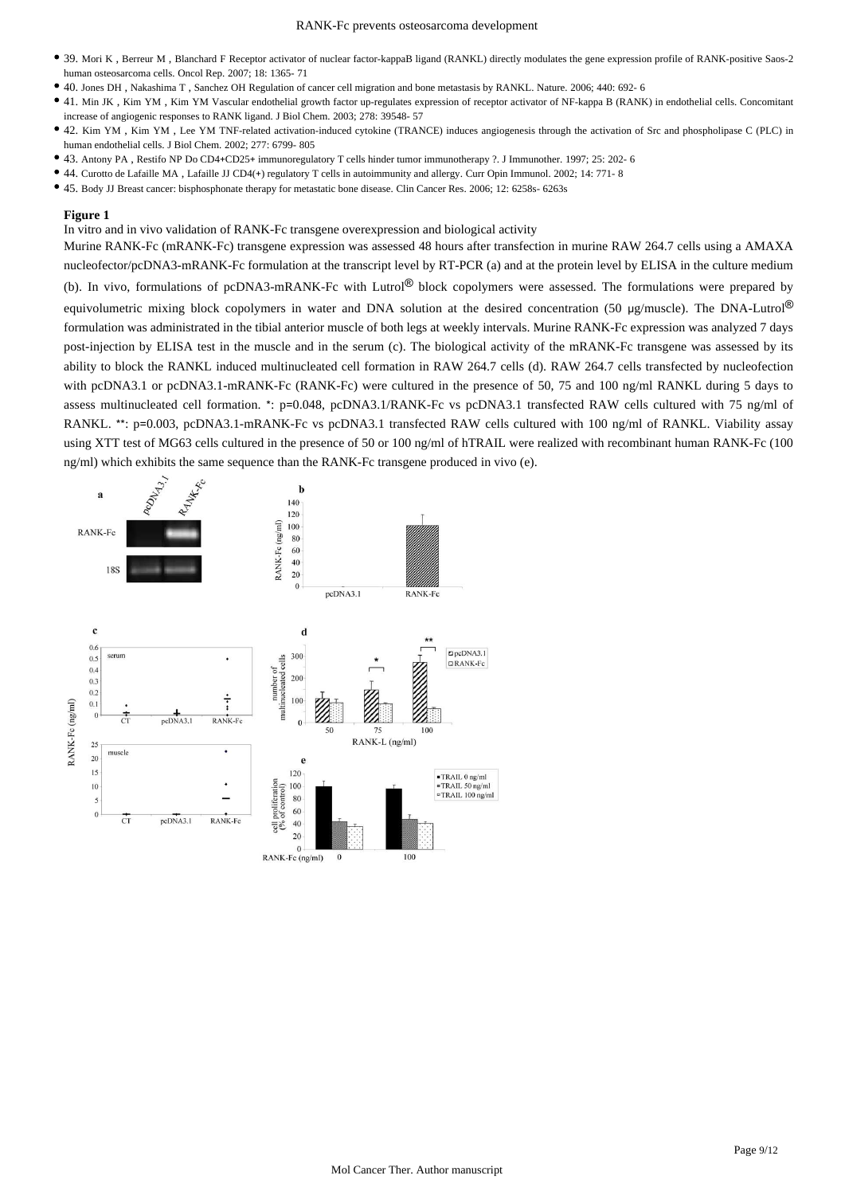- 39. Mori K , Berreur M , Blanchard F Receptor activator of nuclear factor-kappaB ligand (RANKL) directly modulates the gene expression profile of RANK-positive Saos-2 human osteosarcoma cells. Oncol Rep. 2007; 18: 1365- 71
- 40. Jones DH , Nakashima T , Sanchez OH Regulation of cancer cell migration and bone metastasis by RANKL. Nature. 2006; 440: 692- 6
- 41. Min JK , Kim YM , Kim YM Vascular endothelial growth factor up-regulates expression of receptor activator of NF-kappa B (RANK) in endothelial cells. Concomitant increase of angiogenic responses to RANK ligand. J Biol Chem. 2003; 278: 39548- 57
- 42. Kim YM , Kim YM , Lee YM TNF-related activation-induced cytokine (TRANCE) induces angiogenesis through the activation of Src and phospholipase C (PLC) in human endothelial cells. J Biol Chem. 2002; 277: 6799- 805
- 43. Antony PA , Restifo NP Do CD4+CD25+ immunoregulatory T cells hinder tumor immunotherapy ?. J Immunother. 1997; 25: 202- 6
- 44. Curotto de Lafaille MA , Lafaille JJ CD4(+) regulatory T cells in autoimmunity and allergy. Curr Opin Immunol. 2002; 14: 771- 8
- 45. Body JJ Breast cancer: bisphosphonate therapy for metastatic bone disease. Clin Cancer Res. 2006; 12: 6258s- 6263s

**Figure 1**

In vitro and in vivo validation of RANK-Fc transgene overexpression and biological activity

Murine RANK-Fc (mRANK-Fc) transgene expression was assessed 48 hours after transfection in murine RAW 264.7 cells using a AMAXA nucleofector/pcDNA3-mRANK-Fc formulation at the transcript level by RT-PCR (a) and at the protein level by ELISA in the culture medium (b). In vivo, formulations of pcDNA3-mRANK-Fc with Lutrol® block copolymers were assessed. The formulations were prepared by equivolumetric mixing block copolymers in water and DNA solution at the desired concentration (50 μg/muscle). The DNA-Lutrol® formulation was administrated in the tibial anterior muscle of both legs at weekly intervals. Murine RANK-Fc expression was analyzed 7 days post-injection by ELISA test in the muscle and in the serum (c). The biological activity of the mRANK-Fc transgene was assessed by its ability to block the RANKL induced multinucleated cell formation in RAW 264.7 cells (d). RAW 264.7 cells transfected by nucleofection with pcDNA3.1 or pcDNA3.1-mRANK-Fc (RANK-Fc) were cultured in the presence of 50, 75 and 100 ng/ml RANKL during 5 days to assess multinucleated cell formation. *: p=0.048, pcDNA3.1/RANK-Fc vs pcDNA3.1 transfected RAW cells cultured with 75 ng/ml of RANKL. **: p=0.003, pcDNA3.1-mRANK-Fc vs pcDNA3.1 transfected RAW cells cultured with 100 ng/ml of RANKL. Viability assay using XTT test of MG63 cells cultured in the presence of 50 or 100 ng/ml of hTRAIL were realized with recombinant human RANK-Fc (100 ng/ml) which exhibits the same sequence than the RANK-Fc transgene produced in vivo (e).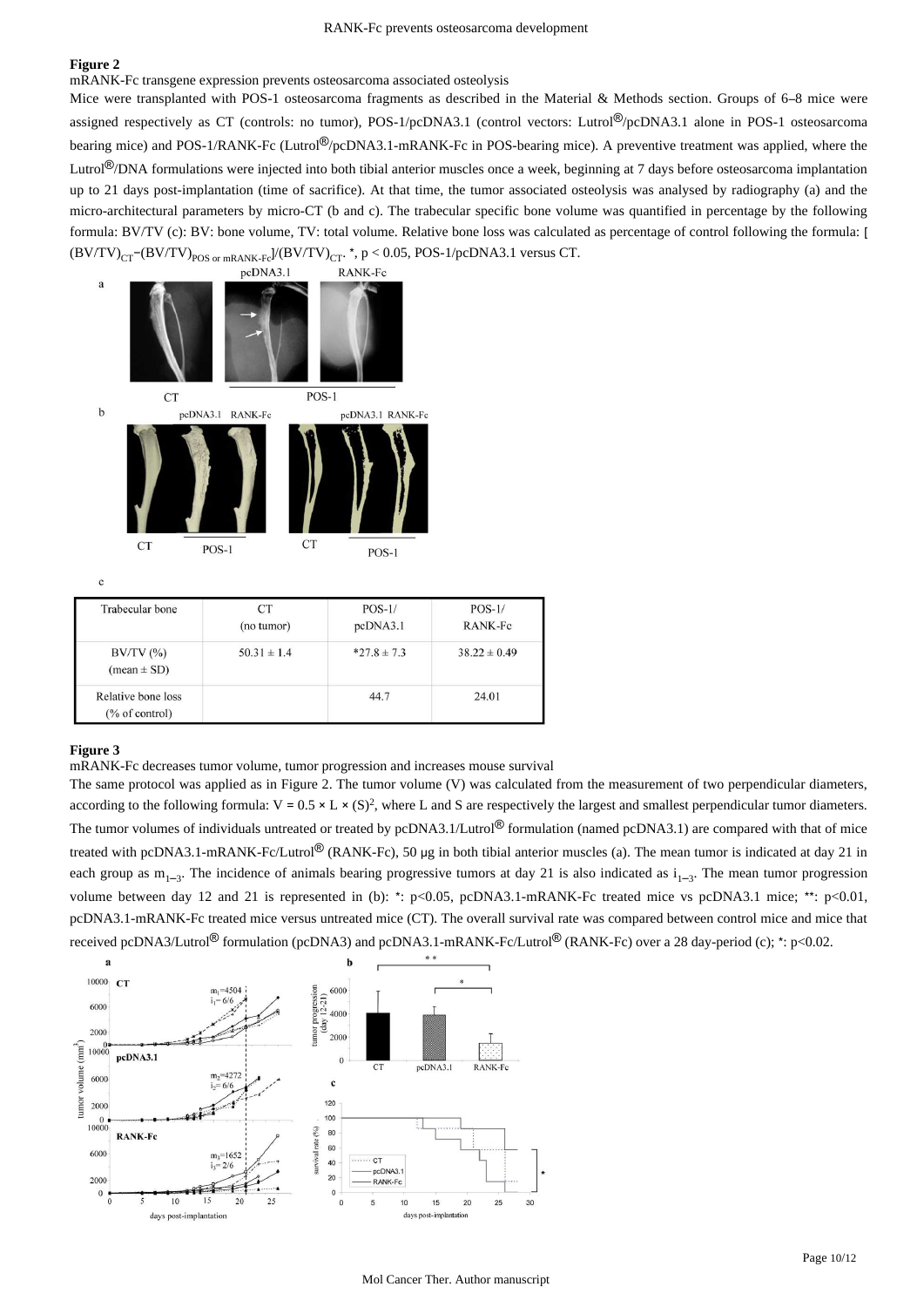## Figure 2

mRANK-Fc transgene expression prevents osteosarcoma associated osteolysis

Mice were transplanted with POS-1 osteosarcoma fragments as described in the Material & Methods section. Groups of 6–8 mice were assigned respectively as CT (controls: no tumor), POS-1/pcDNA3.1 (control vectors: Lutrol®/pcDNA3.1 alone in POS-1 osteosarcoma bearing mice) and POS-1/RANK-Fc (Lutrol®/pcDNA3.1-mRANK-Fc in POS-bearing mice). A preventive treatment was applied, where the Lutrol®/DNA formulations were injected into both tibial anterior muscles once a week, beginning at 7 days before osteosarcoma implantation up to 21 days post-implantation (time of sacrifice). At that time, the tumor associated osteolysis was analysed by radiography (a) and the micro-architectural parameters by micro-CT (b and c). The trabecular specific bone volume was quantified in percentage by the following formula: BV/TV (c): BV: bone volume, TV: total volume. Relative bone loss was calculated as percentage of control following the formula: [$(BV/TV)_{CT}-(BV/TV)_{POS\ or\ mRANK\text{-}Fc}]/(BV/TV)_{CT}$. *, $p < 0.05$, POS-1/pcDNA3.1 versus CT.

c

| Trabecular bone | CT (no tumor) | POS-1/ pcDNA3.1 | POS-1/ RANK-Fc |
| --- | --- | --- | --- |
| BV/TV (%) (mean ± SD) | 50.31 ± 1.4 | *27.8 ± 7.3 | 38.22 ± 0.49 |
| Relative bone loss (% of control) | | 44.7 | 24.01 |

## Figure 3

mRANK-Fc decreases tumor volume, tumor progression and increases mouse survival

The same protocol was applied as in Figure 2. The tumor volume (V) was calculated from the measurement of two perpendicular diameters, according to the following formula: $V = 0.5 \times L \times (S)^2$, where L and S are respectively the largest and smallest perpendicular tumor diameters. The tumor volumes of individuals untreated or treated by pcDNA3.1/Lutrol® formulation (named pcDNA3.1) are compared with that of mice treated with pcDNA3.1-mRANK-Fc/Lutrol® (RANK-Fc), 50 µg in both tibial anterior muscles (a). The mean tumor is indicated at day 21 in each group as $m_{1-3}$. The incidence of animals bearing progressive tumors at day 21 is also indicated as $i_{1-3}$. The mean tumor progression volume between day 12 and 21 is represented in (b): *: $p<0.05$, pcDNA3.1-mRANK-Fc treated mice vs pcDNA3.1 mice; **: $p<0.01$, pcDNA3.1-mRANK-Fc treated mice versus untreated mice (CT). The overall survival rate was compared between control mice and mice that received pcDNA3/Lutrol® formulation (pcDNA3) and pcDNA3.1-mRANK-Fc/Lutrol® (RANK-Fc) over a 28 day-period (c); *: $p<0.02$.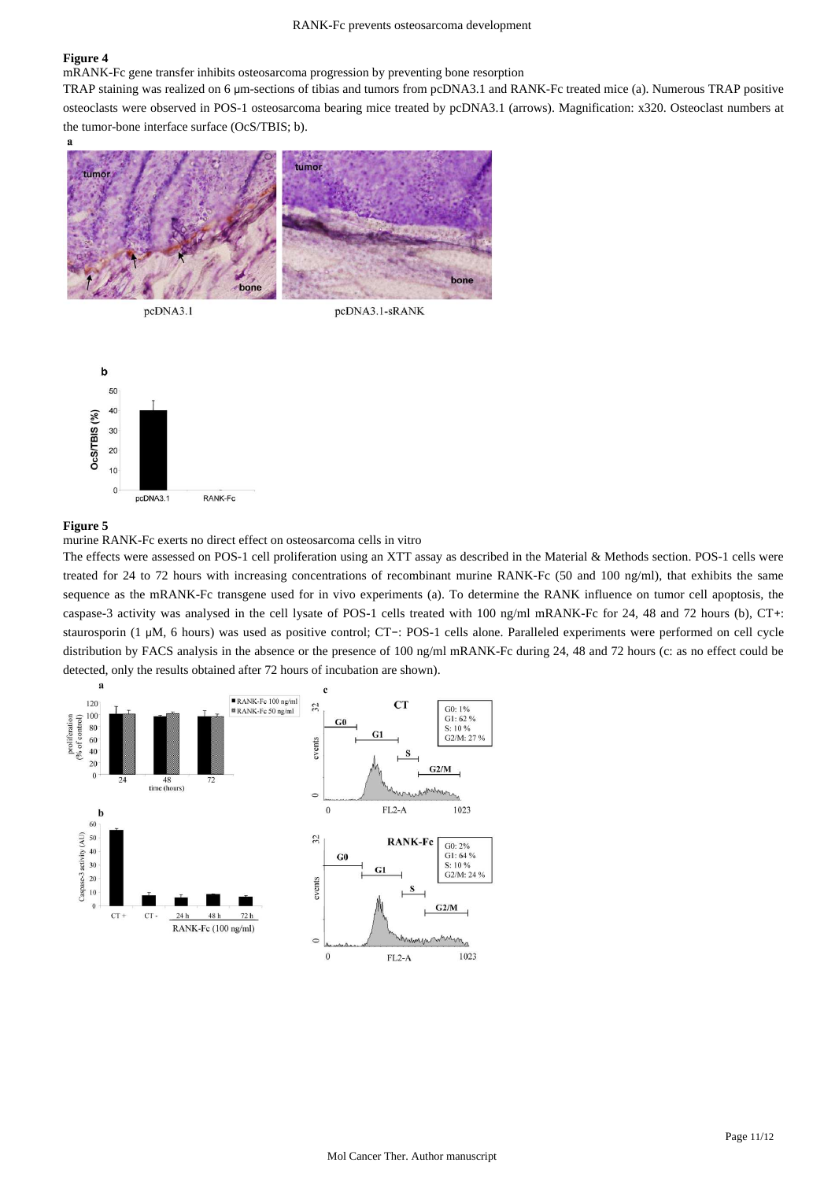## Figure 4

mRANK-Fc gene transfer inhibits osteosarcoma progression by preventing bone resorption

TRAP staining was realized on 6 µm-sections of tibias and tumors from pcDNA3.1 and RANK-Fc treated mice (a). Numerous TRAP positive osteoclasts were observed in POS-1 osteosarcoma bearing mice treated by pcDNA3.1 (arrows). Magnification: x320. Osteoclast numbers at the tumor-bone interface surface (OcS/TBIS; b).

## Figure 5

murine RANK-Fc exerts no direct effect on osteosarcoma cells in vitro

The effects were assessed on POS-1 cell proliferation using an XTT assay as described in the Material & Methods section. POS-1 cells were treated for 24 to 72 hours with increasing concentrations of recombinant murine RANK-Fc (50 and 100 ng/ml), that exhibits the same sequence as the mRANK-Fc transgene used for in vivo experiments (a). To determine the RANK influence on tumor cell apoptosis, the caspase-3 activity was analysed in the cell lysate of POS-1 cells treated with 100 ng/ml mRANK-Fc for 24, 48 and 72 hours (b), CT+: staurosporin (1 µM, 6 hours) was used as positive control; CT−: POS-1 cells alone. Paralleled experiments were performed on cell cycle distribution by FACS analysis in the absence or the presence of 100 ng/ml mRANK-Fc during 24, 48 and 72 hours (c: as no effect could be detected, only the results obtained after 72 hours of incubation are shown).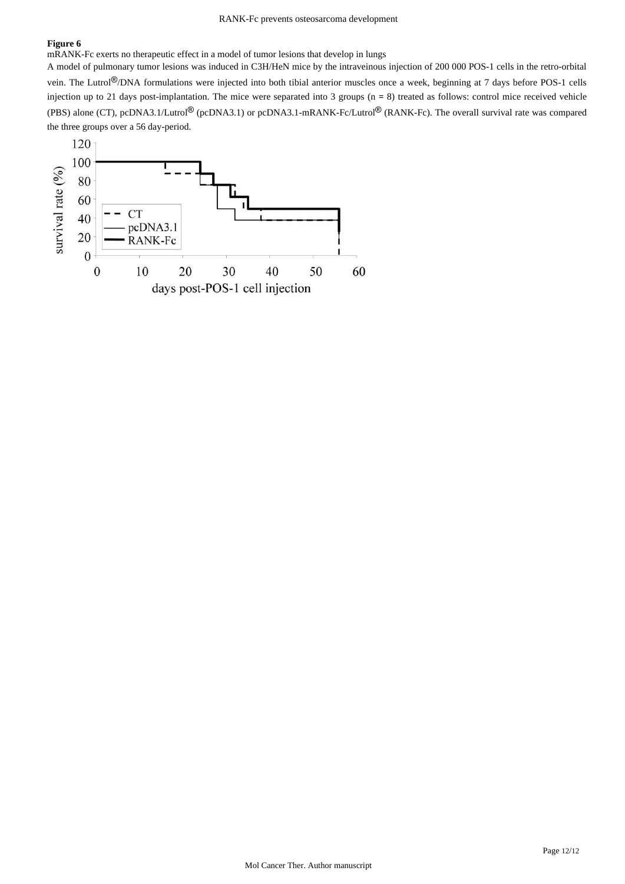**Figure 6**

mRANK-Fc exerts no therapeutic effect in a model of tumor lesions that develop in lungs

A model of pulmonary tumor lesions was induced in C3H/HeN mice by the intraveinous injection of 200 000 POS-1 cells in the retro-orbital vein. The Lutrol®/DNA formulations were injected into both tibial anterior muscles once a week, beginning at 7 days before POS-1 cells injection up to 21 days post-implantation. The mice were separated into 3 groups (n = 8) treated as follows: control mice received vehicle (PBS) alone (CT), pcDNA3.1/Lutrol® (pcDNA3.1) or pcDNA3.1-mRANK-Fc/Lutrol® (RANK-Fc). The overall survival rate was compared the three groups over a 56 day-period.

survival rate (%)

120
100
80
60
40
20
0

CT
pcDNA3.1
RANK-Fc

0 10 20 30 40 50 60

days post-POS-1 cell injection